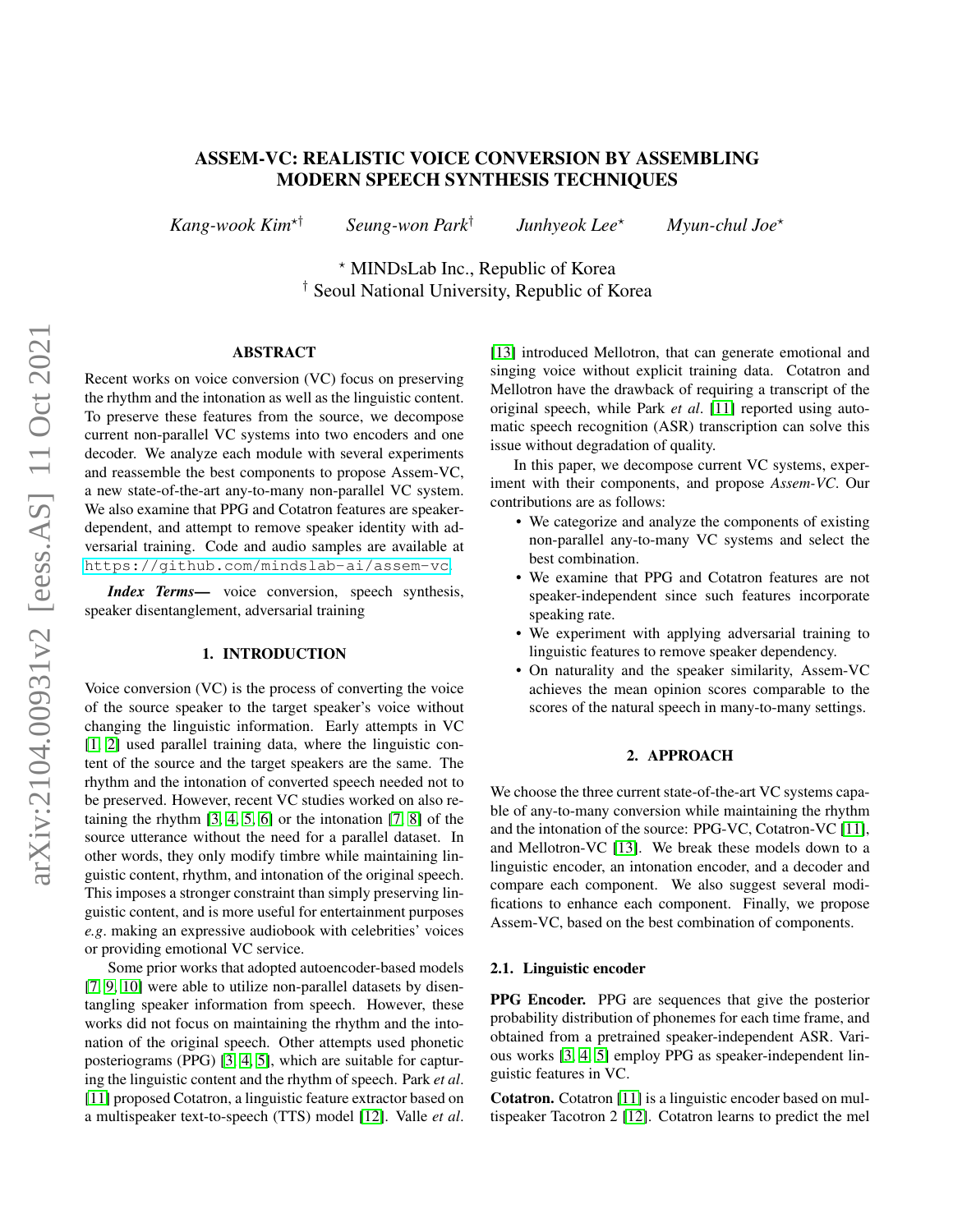# ASSEM-VC: REALISTIC VOICE CONVERSION BY ASSEMBLING MODERN SPEECH SYNTHESIS TECHNIQUES

*Kang-wook Kim*[⋆†] *Seung-won Park*[†] *Junhyeok Lee*[⋆] *Myun-chul Joe*[⋆]

[⋆] MINDsLab Inc., Republic of Korea
[†] Seoul National University, Republic of Korea

## ABSTRACT

Recent works on voice conversion (VC) focus on preserving the rhythm and the intonation as well as the linguistic content. To preserve these features from the source, we decompose current non-parallel VC systems into two encoders and one decoder. We analyze each module with several experiments and reassemble the best components to propose Assem-VC, a new state-of-the-art any-to-many non-parallel VC system. We also examine that PPG and Cotatron features are speaker-dependent, and attempt to remove speaker identity with adversarial training. Code and audio samples are available at https://github.com/mindslab-ai/assem-vc.

***Index Terms*—** voice conversion, speech synthesis, speaker disentanglement, adversarial training

## 1. INTRODUCTION

Voice conversion (VC) is the process of converting the voice of the source speaker to the target speaker's voice without changing the linguistic information. Early attempts in VC [1, 2] used parallel training data, where the linguistic content of the source and the target speakers are the same. The rhythm and the intonation of converted speech needed not to be preserved. However, recent VC studies worked on also retaining the rhythm [3, 4, 5, 6] or the intonation [7, 8] of the source utterance without the need for a parallel dataset. In other words, they only modify timbre while maintaining linguistic content, rhythm, and intonation of the original speech. This imposes a stronger constraint than simply preserving linguistic content, and is more useful for entertainment purposes *e.g*. making an expressive audiobook with celebrities' voices or providing emotional VC service.

Some prior works that adopted autoencoder-based models [7, 9, 10] were able to utilize non-parallel datasets by disentangling speaker information from speech. However, these works did not focus on maintaining the rhythm and the intonation of the original speech. Other attempts used phonetic posteriograms (PPG) [3, 4, 5], which are suitable for capturing the linguistic content and the rhythm of speech. Park *et al*. [11] proposed Cotatron, a linguistic feature extractor based on a multispeaker text-to-speech (TTS) model [12]. Valle *et al*. [13] introduced Mellotron, that can generate emotional and singing voice without explicit training data. Cotatron and Mellotron have the drawback of requiring a transcript of the original speech, while Park *et al*. [11] reported using automatic speech recognition (ASR) transcription can solve this issue without degradation of quality.

In this paper, we decompose current VC systems, experiment with their components, and propose *Assem-VC*. Our contributions are as follows:

- We categorize and analyze the components of existing non-parallel any-to-many VC systems and select the best combination.
- We examine that PPG and Cotatron features are not speaker-independent since such features incorporate speaking rate.
- We experiment with applying adversarial training to linguistic features to remove speaker dependency.
- On naturality and the speaker similarity, Assem-VC achieves the mean opinion scores comparable to the scores of the natural speech in many-to-many settings.

## 2. APPROACH

We choose the three current state-of-the-art VC systems capable of any-to-many conversion while maintaining the rhythm and the intonation of the source: PPG-VC, Cotatron-VC [11], and Mellotron-VC [13]. We break these models down to a linguistic encoder, an intonation encoder, and a decoder and compare each component. We also suggest several modifications to enhance each component. Finally, we propose Assem-VC, based on the best combination of components.

### 2.1. Linguistic encoder

**PPG Encoder.** PPG are sequences that give the posterior probability distribution of phonemes for each time frame, and obtained from a pretrained speaker-independent ASR. Various works [3, 4, 5] employ PPG as speaker-independent linguistic features in VC.

**Cotatron.** Cotatron [11] is a linguistic encoder based on multispeaker Tacotron 2 [12]. Cotatron learns to predict the mel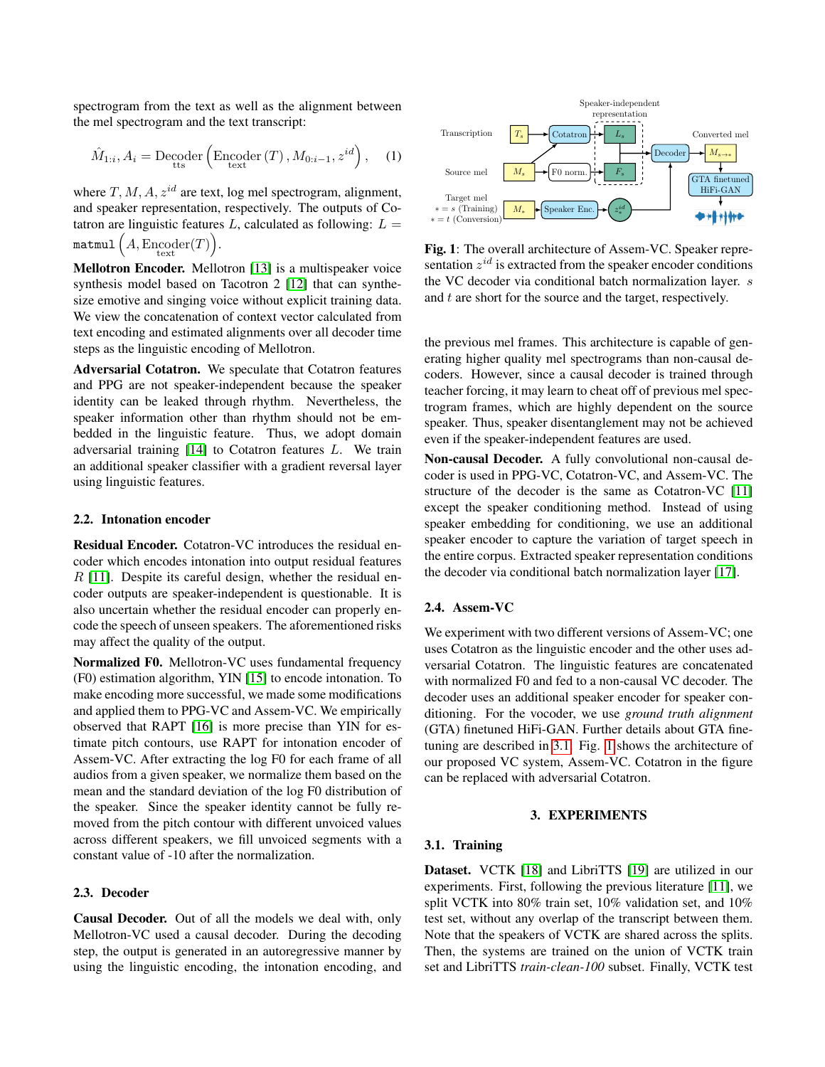spectrogram from the text as well as the alignment between the mel spectrogram and the text transcript:

$$\hat{M}_{1:i}, A_i = \underset{\text{tts}}{\text{Decoder}} \left( \underset{\text{text}}{\text{Encoder}}(T), M_{0:i-1}, z^{id} \right), \quad (1)$$

where $T, M, A, z^{id}$ are text, log mel spectrogram, alignment, and speaker representation, respectively. The outputs of Cotatron are linguistic features $L$, calculated as following: $L = \texttt{matmul}\left(A, \underset{\text{text}}{\text{Encoder}}(T)\right)$.

**Mellotron Encoder.** Mellotron [13] is a multispeaker voice synthesis model based on Tacotron 2 [12] that can synthesize emotive and singing voice without explicit training data. We view the concatenation of context vector calculated from text encoding and estimated alignments over all decoder time steps as the linguistic encoding of Mellotron.

**Adversarial Cotatron.** We speculate that Cotatron features and PPG are not speaker-independent because the speaker identity can be leaked through rhythm. Nevertheless, the speaker information other than rhythm should not be embedded in the linguistic feature. Thus, we adopt domain adversarial training [14] to Cotatron features $L$. We train an additional speaker classifier with a gradient reversal layer using linguistic features.

### 2.2. Intonation encoder

**Residual Encoder.** Cotatron-VC introduces the residual encoder which encodes intonation into output residual features $R$ [11]. Despite its careful design, whether the residual encoder outputs are speaker-independent is questionable. It is also uncertain whether the residual encoder can properly encode the speech of unseen speakers. The aforementioned risks may affect the quality of the output.

**Normalized F0.** Mellotron-VC uses fundamental frequency (F0) estimation algorithm, YIN [15] to encode intonation. To make encoding more successful, we made some modifications and applied them to PPG-VC and Assem-VC. We empirically observed that RAPT [16] is more precise than YIN for estimate pitch contours, use RAPT for intonation encoder of Assem-VC. After extracting the log F0 for each frame of all audios from a given speaker, we normalize them based on the mean and the standard deviation of the log F0 distribution of the speaker. Since the speaker identity cannot be fully removed from the pitch contour with different unvoiced values across different speakers, we fill unvoiced segments with a constant value of -10 after the normalization.

### 2.3. Decoder

**Causal Decoder.** Out of all the models we deal with, only Mellotron-VC used a causal decoder. During the decoding step, the output is generated in an autoregressive manner by using the linguistic encoding, the intonation encoding, and the previous mel frames. This architecture is capable of generating higher quality mel spectrograms than non-causal decoders. However, since a causal decoder is trained through teacher forcing, it may learn to cheat off of previous mel spectrogram frames, which are highly dependent on the source speaker. Thus, speaker disentanglement may not be achieved even if the speaker-independent features are used.

**Fig. 1**: The overall architecture of Assem-VC. Speaker representation $z^{id}$ is extracted from the speaker encoder conditions the VC decoder via conditional batch normalization layer. $s$ and $t$ are short for the source and the target, respectively.

**Non-causal Decoder.** A fully convolutional non-causal decoder is used in PPG-VC, Cotatron-VC, and Assem-VC. The structure of the decoder is the same as Cotatron-VC [11] except the speaker conditioning method. Instead of using speaker embedding for conditioning, we use an additional speaker encoder to capture the variation of target speech in the entire corpus. Extracted speaker representation conditions the decoder via conditional batch normalization layer [17].

### 2.4. Assem-VC

We experiment with two different versions of Assem-VC; one uses Cotatron as the linguistic encoder and the other uses adversarial Cotatron. The linguistic features are concatenated with normalized F0 and fed to a non-causal VC decoder. The decoder uses an additional speaker encoder for speaker conditioning. For the vocoder, we use *ground truth alignment* (GTA) finetuned HiFi-GAN. Further details about GTA finetuning are described in 3.1. Fig. 1 shows the architecture of our proposed VC system, Assem-VC. Cotatron in the figure can be replaced with adversarial Cotatron.

## 3. EXPERIMENTS

### 3.1. Training

**Dataset.** VCTK [18] and LibriTTS [19] are utilized in our experiments. First, following the previous literature [11], we split VCTK into 80% train set, 10% validation set, and 10% test set, without any overlap of the transcript between them. Note that the speakers of VCTK are shared across the splits. Then, the systems are trained on the union of VCTK train set and LibriTTS *train-clean-100* subset. Finally, VCTK test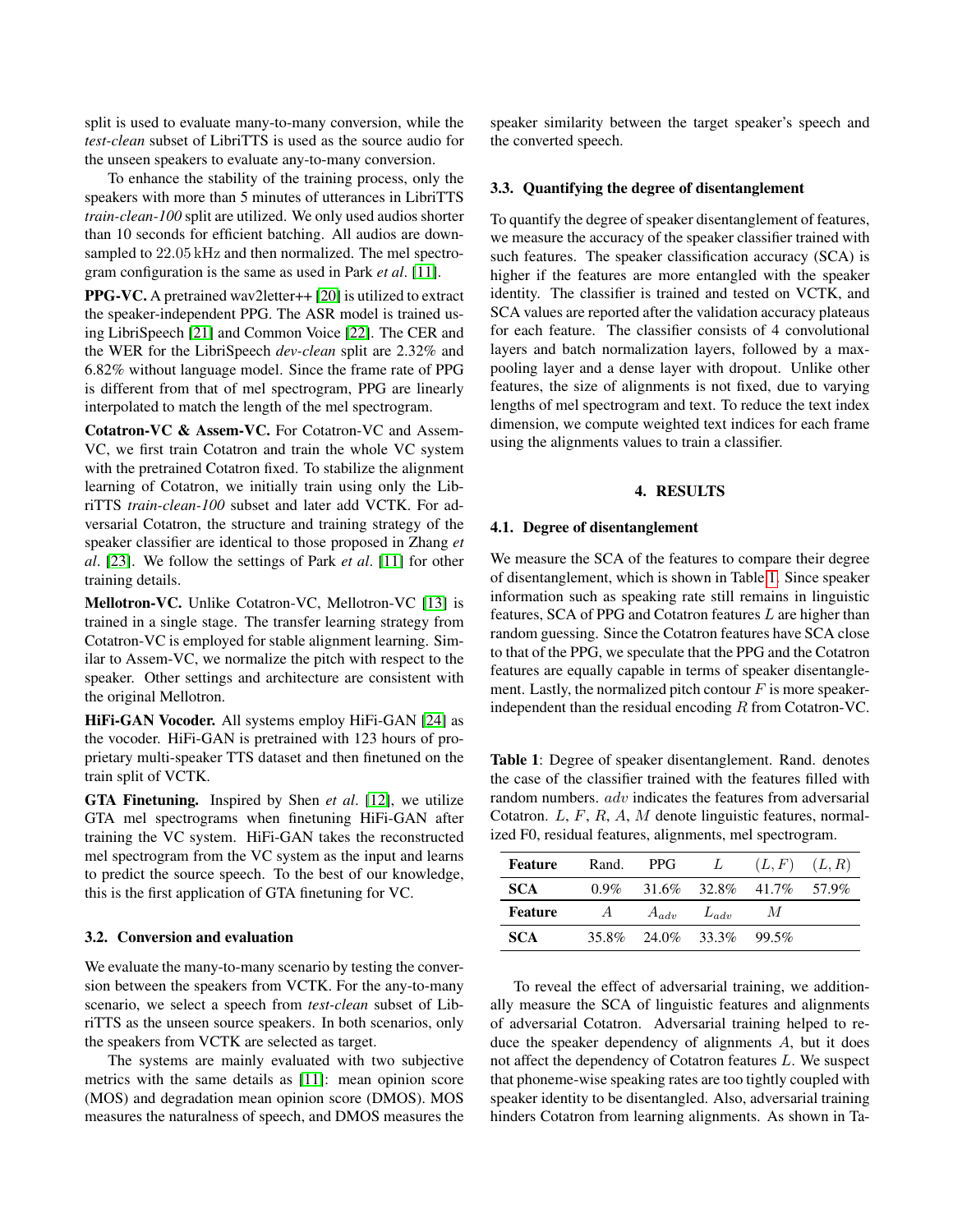split is used to evaluate many-to-many conversion, while the *test-clean* subset of LibriTTS is used as the source audio for the unseen speakers to evaluate any-to-many conversion.

To enhance the stability of the training process, only the speakers with more than 5 minutes of utterances in LibriTTS *train-clean-100* split are utilized. We only used audios shorter than 10 seconds for efficient batching. All audios are downsampled to 22.05 kHz and then normalized. The mel spectrogram configuration is the same as used in Park *et al*. [11].

**PPG-VC.** A pretrained wav2letter++ [20] is utilized to extract the speaker-independent PPG. The ASR model is trained using LibriSpeech [21] and Common Voice [22]. The CER and the WER for the LibriSpeech *dev-clean* split are 2.32% and 6.82% without language model. Since the frame rate of PPG is different from that of mel spectrogram, PPG are linearly interpolated to match the length of the mel spectrogram.

**Cotatron-VC & Assem-VC.** For Cotatron-VC and Assem-VC, we first train Cotatron and train the whole VC system with the pretrained Cotatron fixed. To stabilize the alignment learning of Cotatron, we initially train using only the LibriTTS *train-clean-100* subset and later add VCTK. For adversarial Cotatron, the structure and training strategy of the speaker classifier are identical to those proposed in Zhang *et al*. [23]. We follow the settings of Park *et al*. [11] for other training details.

**Mellotron-VC.** Unlike Cotatron-VC, Mellotron-VC [13] is trained in a single stage. The transfer learning strategy from Cotatron-VC is employed for stable alignment learning. Similar to Assem-VC, we normalize the pitch with respect to the speaker. Other settings and architecture are consistent with the original Mellotron.

**HiFi-GAN Vocoder.** All systems employ HiFi-GAN [24] as the vocoder. HiFi-GAN is pretrained with 123 hours of proprietary multi-speaker TTS dataset and then finetuned on the train split of VCTK.

**GTA Finetuning.** Inspired by Shen *et al*. [12], we utilize GTA mel spectrograms when finetuning HiFi-GAN after training the VC system. HiFi-GAN takes the reconstructed mel spectrogram from the VC system as the input and learns to predict the source speech. To the best of our knowledge, this is the first application of GTA finetuning for VC.

### 3.2. Conversion and evaluation

We evaluate the many-to-many scenario by testing the conversion between the speakers from VCTK. For the any-to-many scenario, we select a speech from *test-clean* subset of LibriTTS as the unseen source speakers. In both scenarios, only the speakers from VCTK are selected as target.

The systems are mainly evaluated with two subjective metrics with the same details as [11]: mean opinion score (MOS) and degradation mean opinion score (DMOS). MOS measures the naturalness of speech, and DMOS measures the speaker similarity between the target speaker's speech and the converted speech.

### 3.3. Quantifying the degree of disentanglement

To quantify the degree of speaker disentanglement of features, we measure the accuracy of the speaker classifier trained with such features. The speaker classification accuracy (SCA) is higher if the features are more entangled with the speaker identity. The classifier is trained and tested on VCTK, and SCA values are reported after the validation accuracy plateaus for each feature. The classifier consists of 4 convolutional layers and batch normalization layers, followed by a max-pooling layer and a dense layer with dropout. Unlike other features, the size of alignments is not fixed, due to varying lengths of mel spectrogram and text. To reduce the text index dimension, we compute weighted text indices for each frame using the alignments values to train a classifier.

## 4. RESULTS

### 4.1. Degree of disentanglement

We measure the SCA of the features to compare their degree of disentanglement, which is shown in Table 1. Since speaker information such as speaking rate still remains in linguistic features, SCA of PPG and Cotatron features $L$ are higher than random guessing. Since the Cotatron features have SCA close to that of the PPG, we speculate that the PPG and the Cotatron features are equally capable in terms of speaker disentanglement. Lastly, the normalized pitch contour $F$ is more speaker-independent than the residual encoding $R$ from Cotatron-VC.

**Table 1**: Degree of speaker disentanglement. Rand. denotes the case of the classifier trained with the features filled with random numbers. $adv$ indicates the features from adversarial Cotatron. $L$, $F$, $R$, $A$, $M$ denote linguistic features, normalized F0, residual features, alignments, mel spectrogram.

| Feature | Rand. | PPG | $L$ | $(L, F)$ | $(L, R)$ |
|---|---|---|---|---|---|
| **SCA** | 0.9% | 31.6% | 32.8% | 41.7% | 57.9% |
| **Feature** | $A$ | $A_{adv}$ | $L_{adv}$ | $M$ | |
| **SCA** | 35.8% | 24.0% | 33.3% | 99.5% | |

To reveal the effect of adversarial training, we additionally measure the SCA of linguistic features and alignments of adversarial Cotatron. Adversarial training helped to reduce the speaker dependency of alignments $A$, but it does not affect the dependency of Cotatron features $L$. We suspect that phoneme-wise speaking rates are too tightly coupled with speaker identity to be disentangled. Also, adversarial training hinders Cotatron from learning alignments. As shown in Ta-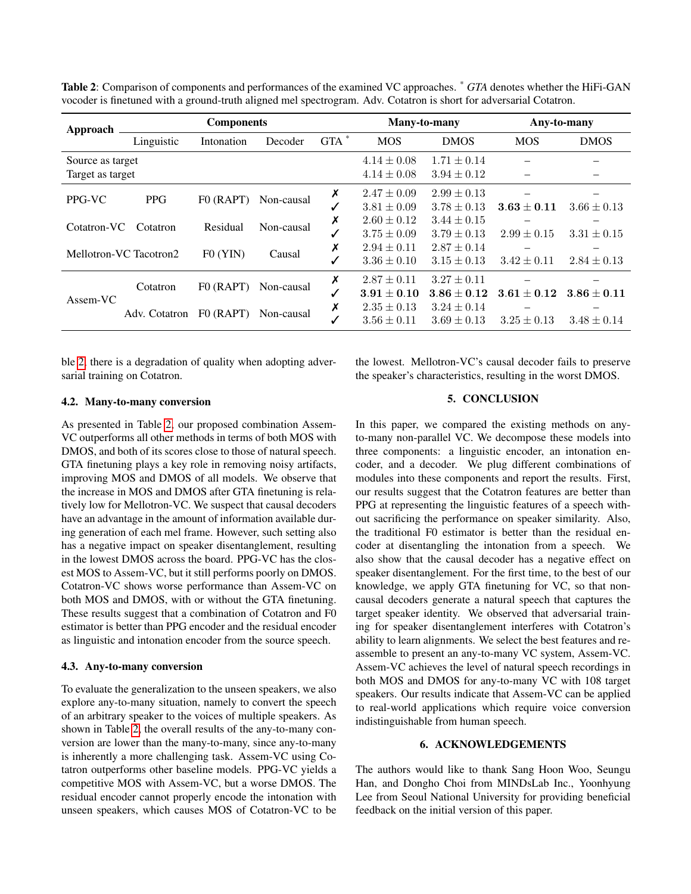**Table 2**: Comparison of components and performances of the examined VC approaches. * *GTA* denotes whether the HiFi-GAN vocoder is finetuned with a ground-truth aligned mel spectrogram. Adv. Cotatron is short for adversarial Cotatron.

| Approach | Components | | | | Many-to-many | | Any-to-many | |
|---|---|---|---|---|---|---|---|---|
| | Linguistic | Intonation | Decoder | GTA * | MOS | DMOS | MOS | DMOS |
| Source as target | | | | | $4.14 \pm 0.08$ | $1.71 \pm 0.14$ | – | – |
| Target as target | | | | | $4.14 \pm 0.08$ | $3.94 \pm 0.12$ | – | – |
| PPG-VC | PPG | F0 (RAPT) | Non-causal | ✗ | $2.47 \pm 0.09$ | $2.99 \pm 0.13$ | – | – |
| | | | | ✓ | $3.81 \pm 0.09$ | $3.78 \pm 0.13$ | $\mathbf{3.63 \pm 0.11}$ | $3.66 \pm 0.13$ |
| Cotatron-VC | Cotatron | Residual | Non-causal | ✗ | $2.60 \pm 0.12$ | $3.44 \pm 0.15$ | – | – |
| | | | | ✓ | $3.75 \pm 0.09$ | $3.79 \pm 0.13$ | $2.99 \pm 0.15$ | $3.31 \pm 0.15$ |
| Mellotron-VC | Tacotron2 | F0 (YIN) | Causal | ✗ | $2.94 \pm 0.11$ | $2.87 \pm 0.14$ | – | – |
| | | | | ✓ | $3.36 \pm 0.10$ | $3.15 \pm 0.13$ | $3.42 \pm 0.11$ | $2.84 \pm 0.13$ |
| Assem-VC | Cotatron | F0 (RAPT) | Non-causal | ✗ | $2.87 \pm 0.11$ | $3.27 \pm 0.11$ | – | – |
| | | | | ✓ | $\mathbf{3.91 \pm 0.10}$ | $\mathbf{3.86 \pm 0.12}$ | $\mathbf{3.61 \pm 0.12}$ | $\mathbf{3.86 \pm 0.11}$ |
| | Adv. Cotatron | F0 (RAPT) | Non-causal | ✗ | $2.35 \pm 0.13$ | $3.24 \pm 0.14$ | – | – |
| | | | | ✓ | $3.56 \pm 0.11$ | $3.69 \pm 0.13$ | $3.25 \pm 0.13$ | $3.48 \pm 0.14$ |

ble 2, there is a degradation of quality when adopting adversarial training on Cotatron.

### 4.2. Many-to-many conversion

As presented in Table 2, our proposed combination Assem-VC outperforms all other methods in terms of both MOS with DMOS, and both of its scores close to those of natural speech. GTA finetuning plays a key role in removing noisy artifacts, improving MOS and DMOS of all models. We observe that the increase in MOS and DMOS after GTA finetuning is relatively low for Mellotron-VC. We suspect that causal decoders have an advantage in the amount of information available during generation of each mel frame. However, such setting also has a negative impact on speaker disentanglement, resulting in the lowest DMOS across the board. PPG-VC has the closest MOS to Assem-VC, but it still performs poorly on DMOS. Cotatron-VC shows worse performance than Assem-VC on both MOS and DMOS, with or without the GTA finetuning. These results suggest that a combination of Cotatron and F0 estimator is better than PPG encoder and the residual encoder as linguistic and intonation encoder from the source speech.

### 4.3. Any-to-many conversion

To evaluate the generalization to the unseen speakers, we also explore any-to-many situation, namely to convert the speech of an arbitrary speaker to the voices of multiple speakers. As shown in Table 2, the overall results of the any-to-many conversion are lower than the many-to-many, since any-to-many is inherently a more challenging task. Assem-VC using Cotatron outperforms other baseline models. PPG-VC yields a competitive MOS with Assem-VC, but a worse DMOS. The residual encoder cannot properly encode the intonation with unseen speakers, which causes MOS of Cotatron-VC to be the lowest. Mellotron-VC's causal decoder fails to preserve the speaker's characteristics, resulting in the worst DMOS.

## 5. CONCLUSION

In this paper, we compared the existing methods on any-to-many non-parallel VC. We decompose these models into three components: a linguistic encoder, an intonation encoder, and a decoder. We plug different combinations of modules into these components and report the results. First, our results suggest that the Cotatron features are better than PPG at representing the linguistic features of a speech without sacrificing the performance on speaker similarity. Also, the traditional F0 estimator is better than the residual encoder at disentangling the intonation from a speech. We also show that the causal decoder has a negative effect on speaker disentanglement. For the first time, to the best of our knowledge, we apply GTA finetuning for VC, so that non-causal decoders generate a natural speech that captures the target speaker identity. We observed that adversarial training for speaker disentanglement interferes with Cotatron's ability to learn alignments. We select the best features and reassemble to present an any-to-many VC system, Assem-VC. Assem-VC achieves the level of natural speech recordings in both MOS and DMOS for any-to-many VC with 108 target speakers. Our results indicate that Assem-VC can be applied to real-world applications which require voice conversion indistinguishable from human speech.

## 6. ACKNOWLEDGEMENTS

The authors would like to thank Sang Hoon Woo, Seungu Han, and Dongho Choi from MINDsLab Inc., Yoonhyung Lee from Seoul National University for providing beneficial feedback on the initial version of this paper.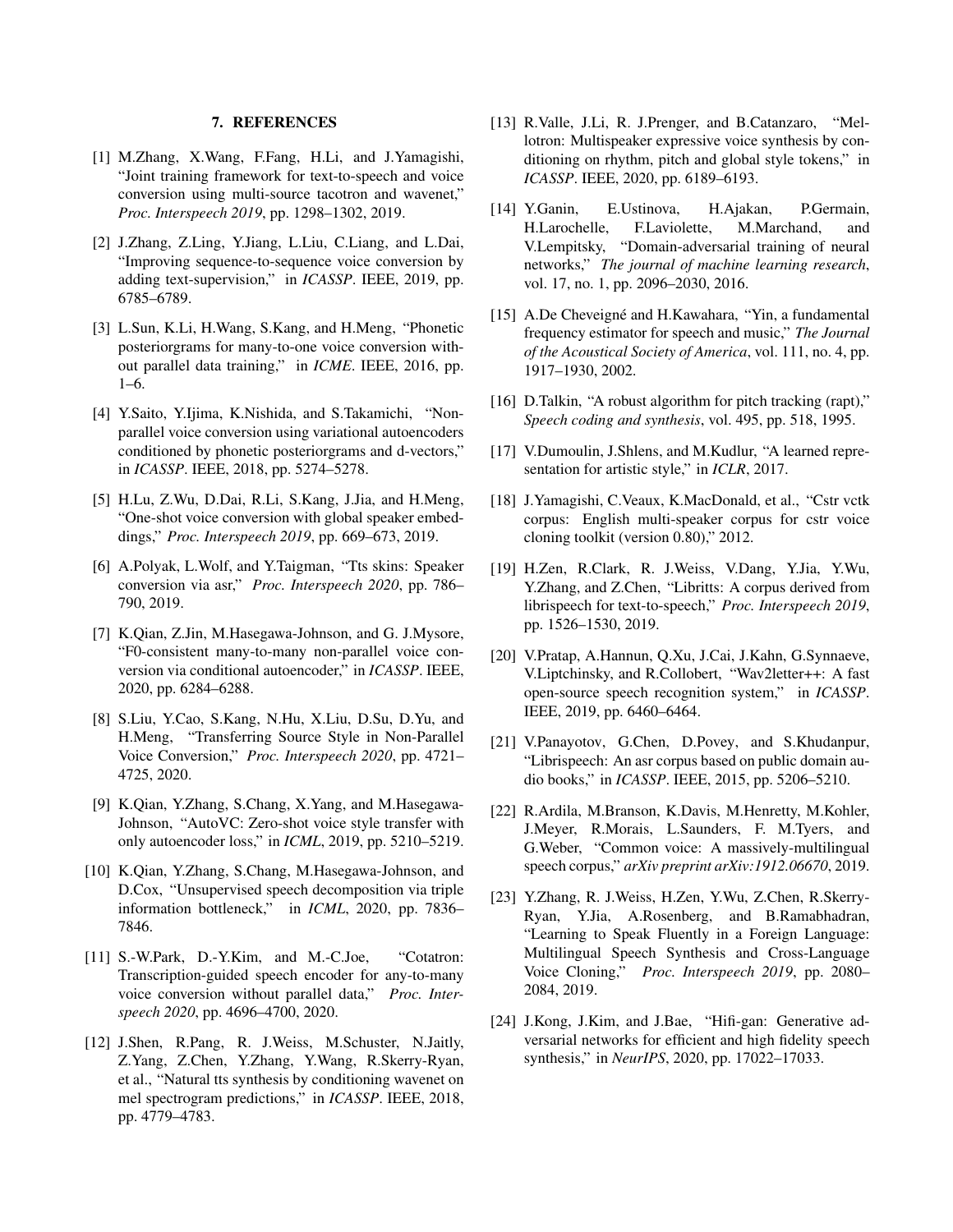## 7. REFERENCES

[1] M.Zhang, X.Wang, F.Fang, H.Li, and J.Yamagishi, "Joint training framework for text-to-speech and voice conversion using multi-source tacotron and wavenet," *Proc. Interspeech 2019*, pp. 1298–1302, 2019.

[2] J.Zhang, Z.Ling, Y.Jiang, L.Liu, C.Liang, and L.Dai, "Improving sequence-to-sequence voice conversion by adding text-supervision," in *ICASSP*. IEEE, 2019, pp. 6785–6789.

[3] L.Sun, K.Li, H.Wang, S.Kang, and H.Meng, "Phonetic posteriorgrams for many-to-one voice conversion without parallel data training," in *ICME*. IEEE, 2016, pp. 1–6.

[4] Y.Saito, Y.Ijima, K.Nishida, and S.Takamichi, "Non-parallel voice conversion using variational autoencoders conditioned by phonetic posteriorgrams and d-vectors," in *ICASSP*. IEEE, 2018, pp. 5274–5278.

[5] H.Lu, Z.Wu, D.Dai, R.Li, S.Kang, J.Jia, and H.Meng, "One-shot voice conversion with global speaker embeddings," *Proc. Interspeech 2019*, pp. 669–673, 2019.

[6] A.Polyak, L.Wolf, and Y.Taigman, "Tts skins: Speaker conversion via asr," *Proc. Interspeech 2020*, pp. 786–790, 2019.

[7] K.Qian, Z.Jin, M.Hasegawa-Johnson, and G. J.Mysore, "F0-consistent many-to-many non-parallel voice conversion via conditional autoencoder," in *ICASSP*. IEEE, 2020, pp. 6284–6288.

[8] S.Liu, Y.Cao, S.Kang, N.Hu, X.Liu, D.Su, D.Yu, and H.Meng, "Transferring Source Style in Non-Parallel Voice Conversion," *Proc. Interspeech 2020*, pp. 4721–4725, 2020.

[9] K.Qian, Y.Zhang, S.Chang, X.Yang, and M.Hasegawa-Johnson, "AutoVC: Zero-shot voice style transfer with only autoencoder loss," in *ICML*, 2019, pp. 5210–5219.

[10] K.Qian, Y.Zhang, S.Chang, M.Hasegawa-Johnson, and D.Cox, "Unsupervised speech decomposition via triple information bottleneck," in *ICML*, 2020, pp. 7836–7846.

[11] S.-W.Park, D.-Y.Kim, and M.-C.Joe, "Cotatron: Transcription-guided speech encoder for any-to-many voice conversion without parallel data," *Proc. Interspeech 2020*, pp. 4696–4700, 2020.

[12] J.Shen, R.Pang, R. J.Weiss, M.Schuster, N.Jaitly, Z.Yang, Z.Chen, Y.Zhang, Y.Wang, R.Skerry-Ryan, et al., "Natural tts synthesis by conditioning wavenet on mel spectrogram predictions," in *ICASSP*. IEEE, 2018, pp. 4779–4783.

[13] R.Valle, J.Li, R. J.Prenger, and B.Catanzaro, "Mellotron: Multispeaker expressive voice synthesis by conditioning on rhythm, pitch and global style tokens," in *ICASSP*. IEEE, 2020, pp. 6189–6193.

[14] Y.Ganin, E.Ustinova, H.Ajakan, P.Germain, H.Larochelle, F.Laviolette, M.Marchand, and V.Lempitsky, "Domain-adversarial training of neural networks," *The journal of machine learning research*, vol. 17, no. 1, pp. 2096–2030, 2016.

[15] A.De Cheveigné and H.Kawahara, "Yin, a fundamental frequency estimator for speech and music," *The Journal of the Acoustical Society of America*, vol. 111, no. 4, pp. 1917–1930, 2002.

[16] D.Talkin, "A robust algorithm for pitch tracking (rapt)," *Speech coding and synthesis*, vol. 495, pp. 518, 1995.

[17] V.Dumoulin, J.Shlens, and M.Kudlur, "A learned representation for artistic style," in *ICLR*, 2017.

[18] J.Yamagishi, C.Veaux, K.MacDonald, et al., "Cstr vctk corpus: English multi-speaker corpus for cstr voice cloning toolkit (version 0.80)," 2012.

[19] H.Zen, R.Clark, R. J.Weiss, V.Dang, Y.Jia, Y.Wu, Y.Zhang, and Z.Chen, "Libritts: A corpus derived from librispeech for text-to-speech," *Proc. Interspeech 2019*, pp. 1526–1530, 2019.

[20] V.Pratap, A.Hannun, Q.Xu, J.Cai, J.Kahn, G.Synnaeve, V.Liptchinsky, and R.Collobert, "Wav2letter++: A fast open-source speech recognition system," in *ICASSP*. IEEE, 2019, pp. 6460–6464.

[21] V.Panayotov, G.Chen, D.Povey, and S.Khudanpur, "Librispeech: An asr corpus based on public domain audio books," in *ICASSP*. IEEE, 2015, pp. 5206–5210.

[22] R.Ardila, M.Branson, K.Davis, M.Henretty, M.Kohler, J.Meyer, R.Morais, L.Saunders, F. M.Tyers, and G.Weber, "Common voice: A massively-multilingual speech corpus," *arXiv preprint arXiv:1912.06670*, 2019.

[23] Y.Zhang, R. J.Weiss, H.Zen, Y.Wu, Z.Chen, R.Skerry-Ryan, Y.Jia, A.Rosenberg, and B.Ramabhadran, "Learning to Speak Fluently in a Foreign Language: Multilingual Speech Synthesis and Cross-Language Voice Cloning," *Proc. Interspeech 2019*, pp. 2080–2084, 2019.

[24] J.Kong, J.Kim, and J.Bae, "Hifi-gan: Generative adversarial networks for efficient and high fidelity speech synthesis," in *NeurIPS*, 2020, pp. 17022–17033.